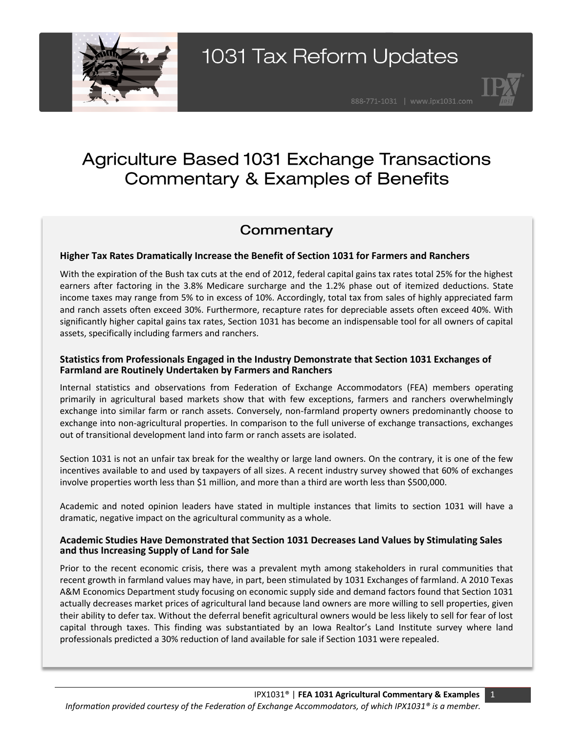# 1031 Tax Reform Updates

# Agriculture Based 1031 Exchange Transactions Commentary & Examples of Benefits

## Commentary

### Higher Tax Rates Dramatically Increase the Benefit of Section 1031 for Farmers and Ranchers

With the expiration of the Bush tax cuts at the end of 2012, federal capital gains tax rates total 25% for the highest earners after factoring in the 3.8% Medicare surcharge and the 1.2% phase out of itemized deductions. State income taxes may range from 5% to in excess of 10%. Accordingly, total tax from sales of highly appreciated farm and ranch assets often exceed 30%. Furthermore, recapture rates for depreciable assets often exceed 40%. With significantly higher capital gains tax rates, Section 1031 has become an indispensable tool for all owners of capital assets, specifically including farmers and ranchers.

### Statistics from Professionals Engaged in the Industry Demonstrate that Section 1031 Exchanges of Farmland are Routinely Undertaken by Farmers and Ranchers

Internal statistics and observations from Federation of Exchange Accommodators (FEA) members operating primarily in agricultural based markets show that with few exceptions, farmers and ranchers overwhelmingly exchange into similar farm or ranch assets. Conversely, non-farmland property owners predominantly choose to exchange into non-agricultural properties. In comparison to the full universe of exchange transactions, exchanges out of transitional development land into farm or ranch assets are isolated.

Section 1031 is not an unfair tax break for the wealthy or large land owners. On the contrary, it is one of the few incentives available to and used by taxpayers of all sizes. A recent industry survey showed that 60% of exchanges involve properties worth less than $1 million, and more than a third are worth less than $500,000.

Academic and noted opinion leaders have stated in multiple instances that limits to section 1031 will have a dramatic, negative impact on the agricultural community as a whole.

### Academic Studies Have Demonstrated that Section 1031 Decreases Land Values by Stimulating Sales and thus Increasing Supply of Land for Sale

Prior to the recent economic crisis, there was a prevalent myth among stakeholders in rural communities that recent growth in farmland values may have, in part, been stimulated by 1031 Exchanges of farmland. A 2010 Texas A&M Economics Department study focusing on economic supply side and demand factors found that Section 1031 actually decreases market prices of agricultural land because land owners are more willing to sell properties, given their ability to defer tax. Without the deferral benefit agricultural owners would be less likely to sell for fear of lost capital through taxes. This finding was substantiated by an Iowa Realtor's Land Institute survey where land professionals predicted a 30% reduction of land available for sale if Section 1031 were repealed.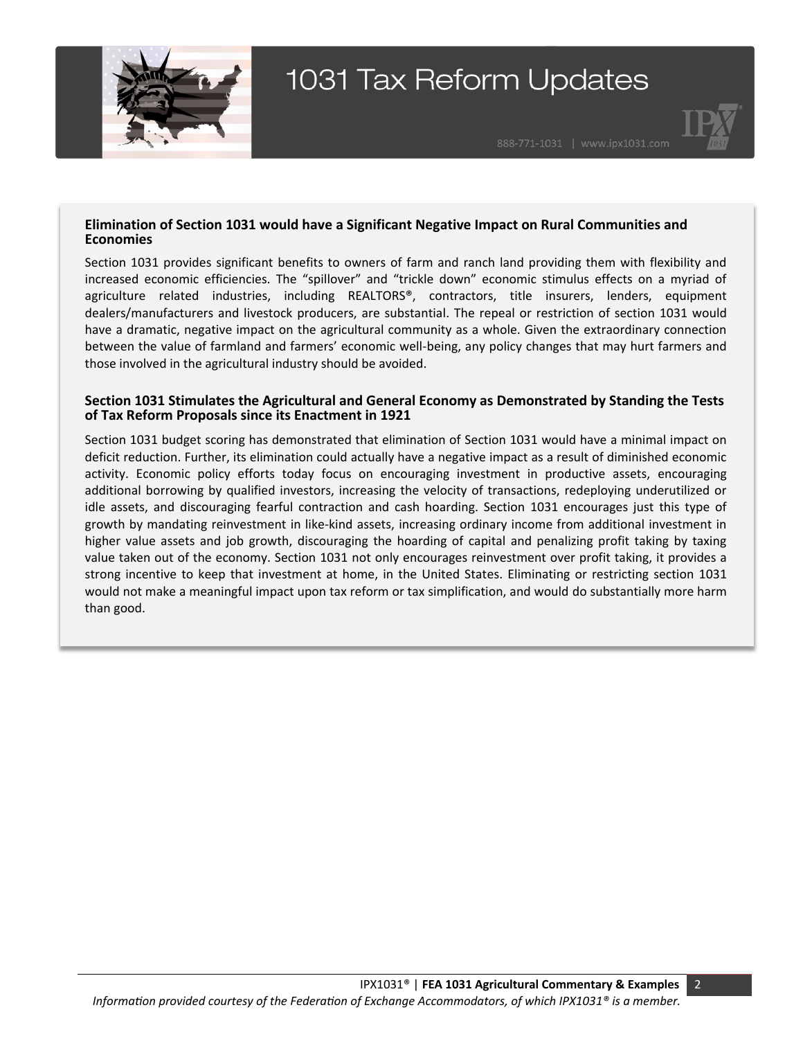### Elimination of Section 1031 would have a Significant Negative Impact on Rural Communities and Economies

Section 1031 provides significant benefits to owners of farm and ranch land providing them with flexibility and increased economic efficiencies. The "spillover" and "trickle down" economic stimulus effects on a myriad of agriculture related industries, including REALTORS®, contractors, title insurers, lenders, equipment dealers/manufacturers and livestock producers, are substantial. The repeal or restriction of section 1031 would have a dramatic, negative impact on the agricultural community as a whole. Given the extraordinary connection between the value of farmland and farmers' economic well-being, any policy changes that may hurt farmers and those involved in the agricultural industry should be avoided.

### Section 1031 Stimulates the Agricultural and General Economy as Demonstrated by Standing the Tests of Tax Reform Proposals since its Enactment in 1921

Section 1031 budget scoring has demonstrated that elimination of Section 1031 would have a minimal impact on deficit reduction. Further, its elimination could actually have a negative impact as a result of diminished economic activity. Economic policy efforts today focus on encouraging investment in productive assets, encouraging additional borrowing by qualified investors, increasing the velocity of transactions, redeploying underutilized or idle assets, and discouraging fearful contraction and cash hoarding. Section 1031 encourages just this type of growth by mandating reinvestment in like-kind assets, increasing ordinary income from additional investment in higher value assets and job growth, discouraging the hoarding of capital and penalizing profit taking by taxing value taken out of the economy. Section 1031 not only encourages reinvestment over profit taking, it provides a strong incentive to keep that investment at home, in the United States. Eliminating or restricting section 1031 would not make a meaningful impact upon tax reform or tax simplification, and would do substantially more harm than good.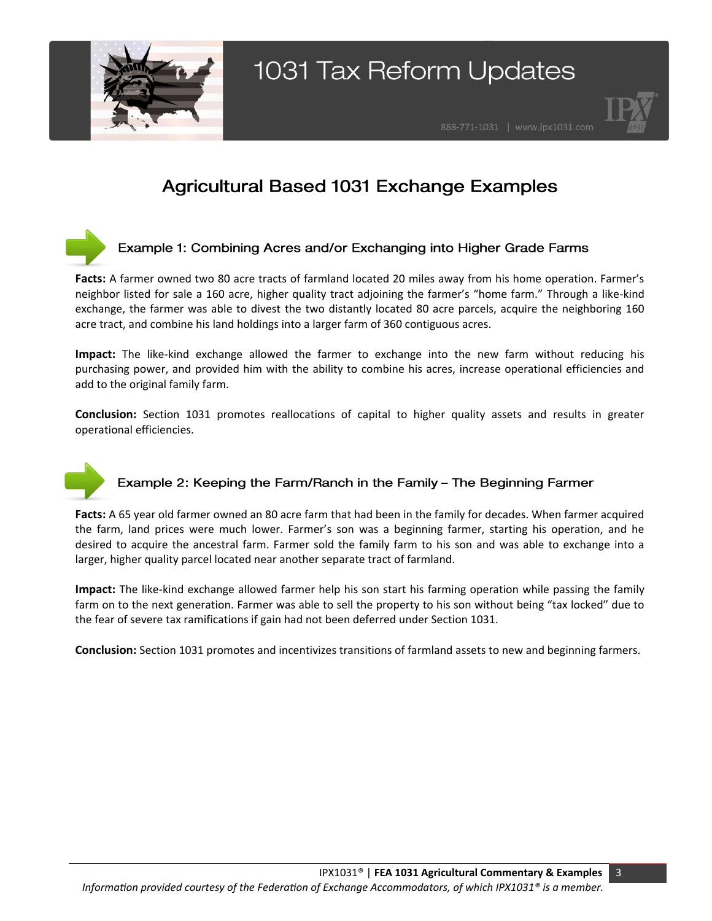# Agricultural Based 1031 Exchange Examples

## Example 1: Combining Acres and/or Exchanging into Higher Grade Farms

**Facts:** A farmer owned two 80 acre tracts of farmland located 20 miles away from his home operation. Farmer's neighbor listed for sale a 160 acre, higher quality tract adjoining the farmer's "home farm." Through a like-kind exchange, the farmer was able to divest the two distantly located 80 acre parcels, acquire the neighboring 160 acre tract, and combine his land holdings into a larger farm of 360 contiguous acres.

**Impact:** The like-kind exchange allowed the farmer to exchange into the new farm without reducing his purchasing power, and provided him with the ability to combine his acres, increase operational efficiencies and add to the original family farm.

**Conclusion:** Section 1031 promotes reallocations of capital to higher quality assets and results in greater operational efficiencies.

## Example 2: Keeping the Farm/Ranch in the Family – The Beginning Farmer

**Facts:** A 65 year old farmer owned an 80 acre farm that had been in the family for decades. When farmer acquired the farm, land prices were much lower. Farmer's son was a beginning farmer, starting his operation, and he desired to acquire the ancestral farm. Farmer sold the family farm to his son and was able to exchange into a larger, higher quality parcel located near another separate tract of farmland.

**Impact:** The like-kind exchange allowed farmer help his son start his farming operation while passing the family farm on to the next generation. Farmer was able to sell the property to his son without being "tax locked" due to the fear of severe tax ramifications if gain had not been deferred under Section 1031.

**Conclusion:** Section 1031 promotes and incentivizes transitions of farmland assets to new and beginning farmers.

*Information provided courtesy of the Federation of Exchange Accommodators, of which IPX1031® is a member.*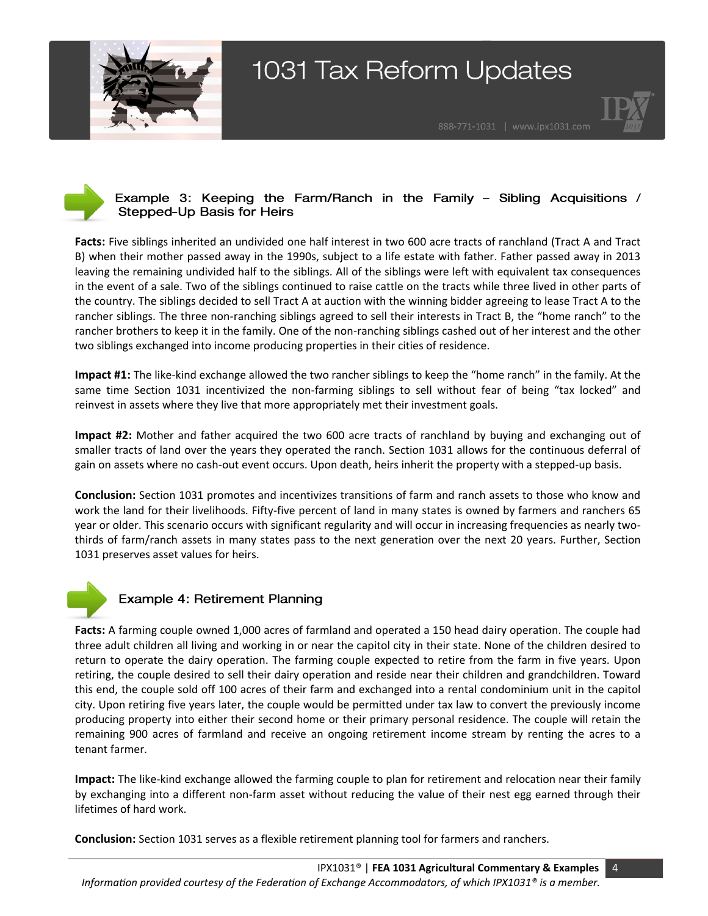## Example 3: Keeping the Farm/Ranch in the Family – Sibling Acquisitions / Stepped-Up Basis for Heirs

**Facts:** Five siblings inherited an undivided one half interest in two 600 acre tracts of ranchland (Tract A and Tract B) when their mother passed away in the 1990s, subject to a life estate with father. Father passed away in 2013 leaving the remaining undivided half to the siblings. All of the siblings were left with equivalent tax consequences in the event of a sale. Two of the siblings continued to raise cattle on the tracts while three lived in other parts of the country. The siblings decided to sell Tract A at auction with the winning bidder agreeing to lease Tract A to the rancher siblings. The three non-ranching siblings agreed to sell their interests in Tract B, the "home ranch" to the rancher brothers to keep it in the family. One of the non-ranching siblings cashed out of her interest and the other two siblings exchanged into income producing properties in their cities of residence.

**Impact #1:** The like-kind exchange allowed the two rancher siblings to keep the "home ranch" in the family. At the same time Section 1031 incentivized the non-farming siblings to sell without fear of being "tax locked" and reinvest in assets where they live that more appropriately met their investment goals.

**Impact #2:** Mother and father acquired the two 600 acre tracts of ranchland by buying and exchanging out of smaller tracts of land over the years they operated the ranch. Section 1031 allows for the continuous deferral of gain on assets where no cash-out event occurs. Upon death, heirs inherit the property with a stepped-up basis.

**Conclusion:** Section 1031 promotes and incentivizes transitions of farm and ranch assets to those who know and work the land for their livelihoods. Fifty-five percent of land in many states is owned by farmers and ranchers 65 year or older. This scenario occurs with significant regularity and will occur in increasing frequencies as nearly two-thirds of farm/ranch assets in many states pass to the next generation over the next 20 years. Further, Section 1031 preserves asset values for heirs.

## Example 4: Retirement Planning

**Facts:** A farming couple owned 1,000 acres of farmland and operated a 150 head dairy operation. The couple had three adult children all living and working in or near the capitol city in their state. None of the children desired to return to operate the dairy operation. The farming couple expected to retire from the farm in five years. Upon retiring, the couple desired to sell their dairy operation and reside near their children and grandchildren. Toward this end, the couple sold off 100 acres of their farm and exchanged into a rental condominium unit in the capitol city. Upon retiring five years later, the couple would be permitted under tax law to convert the previously income producing property into either their second home or their primary personal residence. The couple will retain the remaining 900 acres of farmland and receive an ongoing retirement income stream by renting the acres to a tenant farmer.

**Impact:** The like-kind exchange allowed the farming couple to plan for retirement and relocation near their family by exchanging into a different non-farm asset without reducing the value of their nest egg earned through their lifetimes of hard work.

**Conclusion:** Section 1031 serves as a flexible retirement planning tool for farmers and ranchers.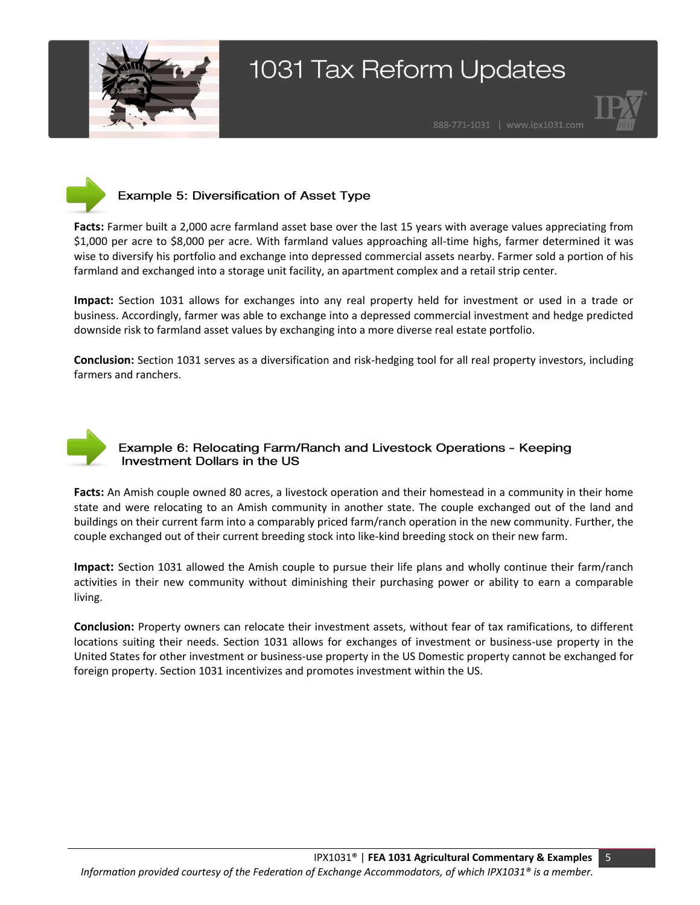## Example 5: Diversification of Asset Type

**Facts:** Farmer built a 2,000 acre farmland asset base over the last 15 years with average values appreciating from $1,000 per acre to $8,000 per acre. With farmland values approaching all-time highs, farmer determined it was wise to diversify his portfolio and exchange into depressed commercial assets nearby. Farmer sold a portion of his farmland and exchanged into a storage unit facility, an apartment complex and a retail strip center.

**Impact:** Section 1031 allows for exchanges into any real property held for investment or used in a trade or business. Accordingly, farmer was able to exchange into a depressed commercial investment and hedge predicted downside risk to farmland asset values by exchanging into a more diverse real estate portfolio.

**Conclusion:** Section 1031 serves as a diversification and risk-hedging tool for all real property investors, including farmers and ranchers.

## Example 6: Relocating Farm/Ranch and Livestock Operations - Keeping Investment Dollars in the US

**Facts:** An Amish couple owned 80 acres, a livestock operation and their homestead in a community in their home state and were relocating to an Amish community in another state. The couple exchanged out of the land and buildings on their current farm into a comparably priced farm/ranch operation in the new community. Further, the couple exchanged out of their current breeding stock into like-kind breeding stock on their new farm.

**Impact:** Section 1031 allowed the Amish couple to pursue their life plans and wholly continue their farm/ranch activities in their new community without diminishing their purchasing power or ability to earn a comparable living.

**Conclusion:** Property owners can relocate their investment assets, without fear of tax ramifications, to different locations suiting their needs. Section 1031 allows for exchanges of investment or business-use property in the United States for other investment or business-use property in the US Domestic property cannot be exchanged for foreign property. Section 1031 incentivizes and promotes investment within the US.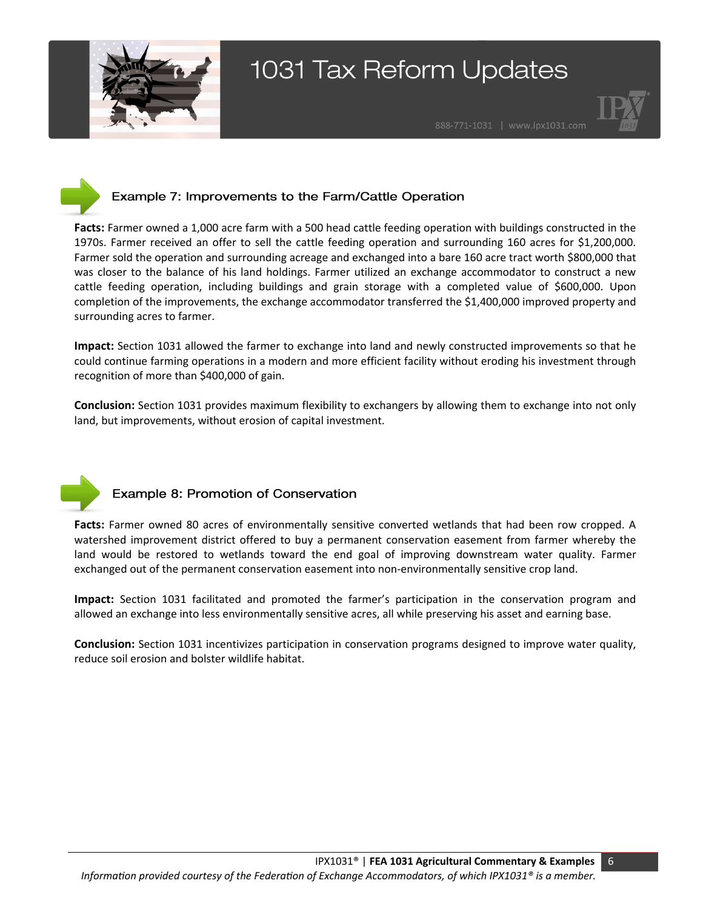### Example 7: Improvements to the Farm/Cattle Operation

**Facts:** Farmer owned a 1,000 acre farm with a 500 head cattle feeding operation with buildings constructed in the 1970s. Farmer received an offer to sell the cattle feeding operation and surrounding 160 acres for $1,200,000. Farmer sold the operation and surrounding acreage and exchanged into a bare 160 acre tract worth $800,000 that was closer to the balance of his land holdings. Farmer utilized an exchange accommodator to construct a new cattle feeding operation, including buildings and grain storage with a completed value of $600,000. Upon completion of the improvements, the exchange accommodator transferred the $1,400,000 improved property and surrounding acres to farmer.

**Impact:** Section 1031 allowed the farmer to exchange into land and newly constructed improvements so that he could continue farming operations in a modern and more efficient facility without eroding his investment through recognition of more than $400,000 of gain.

**Conclusion:** Section 1031 provides maximum flexibility to exchangers by allowing them to exchange into not only land, but improvements, without erosion of capital investment.

### Example 8: Promotion of Conservation

**Facts:** Farmer owned 80 acres of environmentally sensitive converted wetlands that had been row cropped. A watershed improvement district offered to buy a permanent conservation easement from farmer whereby the land would be restored to wetlands toward the end goal of improving downstream water quality. Farmer exchanged out of the permanent conservation easement into non-environmentally sensitive crop land.

**Impact:** Section 1031 facilitated and promoted the farmer's participation in the conservation program and allowed an exchange into less environmentally sensitive acres, all while preserving his asset and earning base.

**Conclusion:** Section 1031 incentivizes participation in conservation programs designed to improve water quality, reduce soil erosion and bolster wildlife habitat.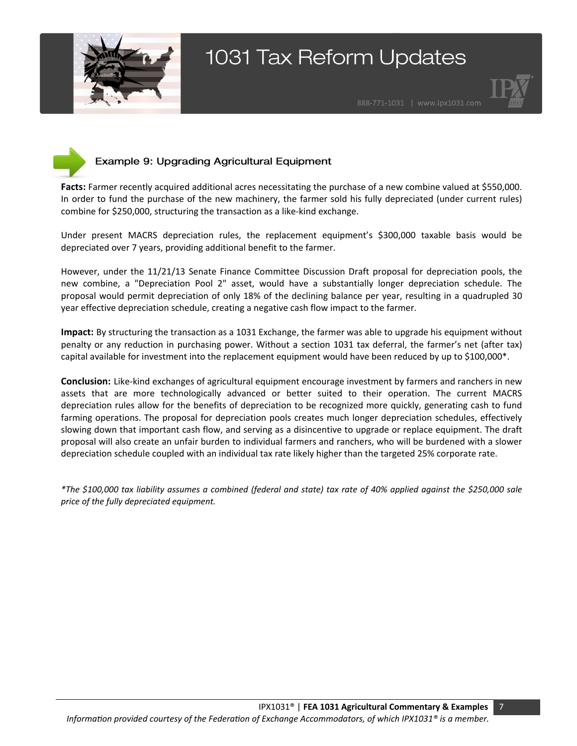### Example 9: Upgrading Agricultural Equipment

**Facts:** Farmer recently acquired additional acres necessitating the purchase of a new combine valued at $550,000. In order to fund the purchase of the new machinery, the farmer sold his fully depreciated (under current rules) combine for $250,000, structuring the transaction as a like-kind exchange.

Under present MACRS depreciation rules, the replacement equipment's $300,000 taxable basis would be depreciated over 7 years, providing additional benefit to the farmer.

However, under the 11/21/13 Senate Finance Committee Discussion Draft proposal for depreciation pools, the new combine, a "Depreciation Pool 2" asset, would have a substantially longer depreciation schedule. The proposal would permit depreciation of only 18% of the declining balance per year, resulting in a quadrupled 30 year effective depreciation schedule, creating a negative cash flow impact to the farmer.

**Impact:** By structuring the transaction as a 1031 Exchange, the farmer was able to upgrade his equipment without penalty or any reduction in purchasing power. Without a section 1031 tax deferral, the farmer's net (after tax) capital available for investment into the replacement equipment would have been reduced by up to $100,000*.

**Conclusion:** Like-kind exchanges of agricultural equipment encourage investment by farmers and ranchers in new assets that are more technologically advanced or better suited to their operation. The current MACRS depreciation rules allow for the benefits of depreciation to be recognized more quickly, generating cash to fund farming operations. The proposal for depreciation pools creates much longer depreciation schedules, effectively slowing down that important cash flow, and serving as a disincentive to upgrade or replace equipment. The draft proposal will also create an unfair burden to individual farmers and ranchers, who will be burdened with a slower depreciation schedule coupled with an individual tax rate likely higher than the targeted 25% corporate rate.

*\*The $100,000 tax liability assumes a combined (federal and state) tax rate of 40% applied against the $250,000 sale price of the fully depreciated equipment.*